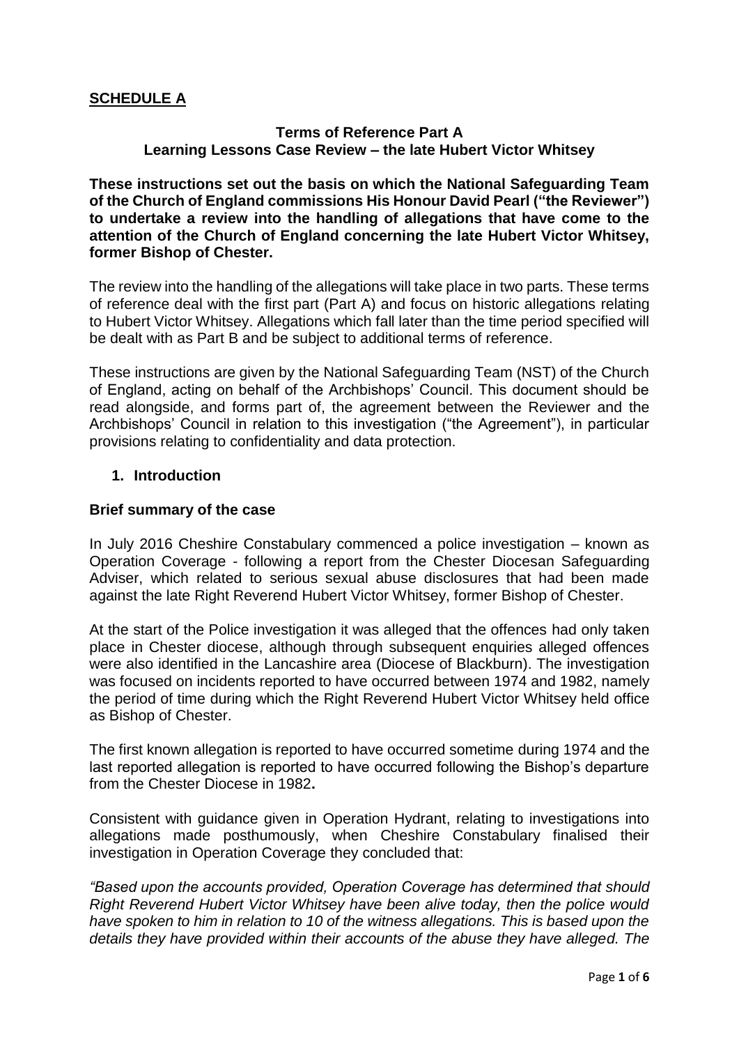**SCHEDULE A**

**Terms of Reference Part A**
**Learning Lessons Case Review – the late Hubert Victor Whitsey**

**These instructions set out the basis on which the National Safeguarding Team of the Church of England commissions His Honour David Pearl ("the Reviewer") to undertake a review into the handling of allegations that have come to the attention of the Church of England concerning the late Hubert Victor Whitsey, former Bishop of Chester.**

The review into the handling of the allegations will take place in two parts. These terms of reference deal with the first part (Part A) and focus on historic allegations relating to Hubert Victor Whitsey. Allegations which fall later than the time period specified will be dealt with as Part B and be subject to additional terms of reference.

These instructions are given by the National Safeguarding Team (NST) of the Church of England, acting on behalf of the Archbishops' Council. This document should be read alongside, and forms part of, the agreement between the Reviewer and the Archbishops' Council in relation to this investigation ("the Agreement"), in particular provisions relating to confidentiality and data protection.

## 1. Introduction

### Brief summary of the case

In July 2016 Cheshire Constabulary commenced a police investigation – known as Operation Coverage - following a report from the Chester Diocesan Safeguarding Adviser, which related to serious sexual abuse disclosures that had been made against the late Right Reverend Hubert Victor Whitsey, former Bishop of Chester.

At the start of the Police investigation it was alleged that the offences had only taken place in Chester diocese, although through subsequent enquiries alleged offences were also identified in the Lancashire area (Diocese of Blackburn). The investigation was focused on incidents reported to have occurred between 1974 and 1982, namely the period of time during which the Right Reverend Hubert Victor Whitsey held office as Bishop of Chester.

The first known allegation is reported to have occurred sometime during 1974 and the last reported allegation is reported to have occurred following the Bishop's departure from the Chester Diocese in 1982**.**

Consistent with guidance given in Operation Hydrant, relating to investigations into allegations made posthumously, when Cheshire Constabulary finalised their investigation in Operation Coverage they concluded that:

*"Based upon the accounts provided, Operation Coverage has determined that should Right Reverend Hubert Victor Whitsey have been alive today, then the police would have spoken to him in relation to 10 of the witness allegations. This is based upon the details they have provided within their accounts of the abuse they have alleged. The*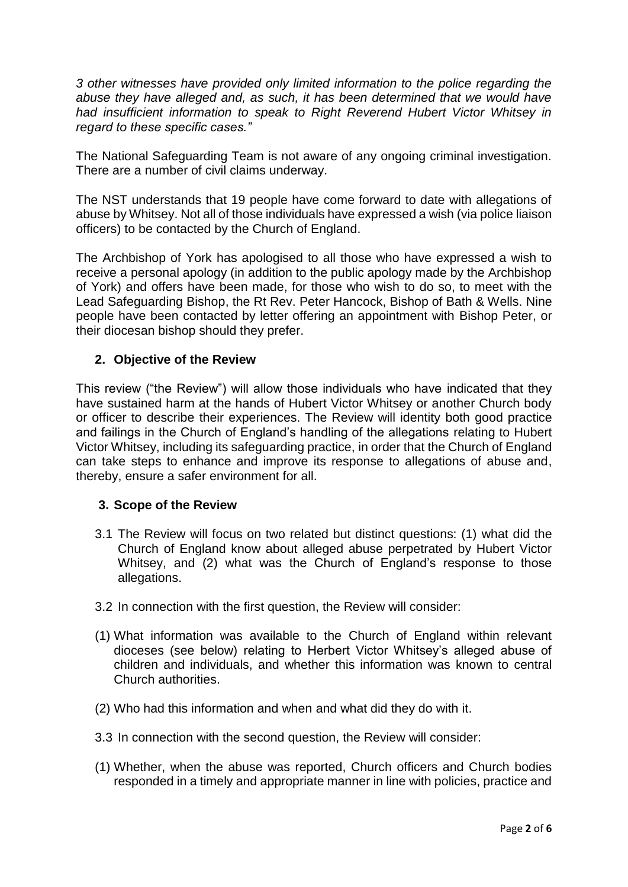*3 other witnesses have provided only limited information to the police regarding the abuse they have alleged and, as such, it has been determined that we would have had insufficient information to speak to Right Reverend Hubert Victor Whitsey in regard to these specific cases."*

The National Safeguarding Team is not aware of any ongoing criminal investigation. There are a number of civil claims underway.

The NST understands that 19 people have come forward to date with allegations of abuse by Whitsey. Not all of those individuals have expressed a wish (via police liaison officers) to be contacted by the Church of England.

The Archbishop of York has apologised to all those who have expressed a wish to receive a personal apology (in addition to the public apology made by the Archbishop of York) and offers have been made, for those who wish to do so, to meet with the Lead Safeguarding Bishop, the Rt Rev. Peter Hancock, Bishop of Bath & Wells. Nine people have been contacted by letter offering an appointment with Bishop Peter, or their diocesan bishop should they prefer.

## 2. Objective of the Review

This review ("the Review") will allow those individuals who have indicated that they have sustained harm at the hands of Hubert Victor Whitsey or another Church body or officer to describe their experiences. The Review will identity both good practice and failings in the Church of England's handling of the allegations relating to Hubert Victor Whitsey, including its safeguarding practice, in order that the Church of England can take steps to enhance and improve its response to allegations of abuse and, thereby, ensure a safer environment for all.

## 3. Scope of the Review

3.1 The Review will focus on two related but distinct questions: (1) what did the Church of England know about alleged abuse perpetrated by Hubert Victor Whitsey, and (2) what was the Church of England's response to those allegations.

3.2 In connection with the first question, the Review will consider:

(1) What information was available to the Church of England within relevant dioceses (see below) relating to Herbert Victor Whitsey's alleged abuse of children and individuals, and whether this information was known to central Church authorities.

(2) Who had this information and when and what did they do with it.

3.3 In connection with the second question, the Review will consider:

(1) Whether, when the abuse was reported, Church officers and Church bodies responded in a timely and appropriate manner in line with policies, practice and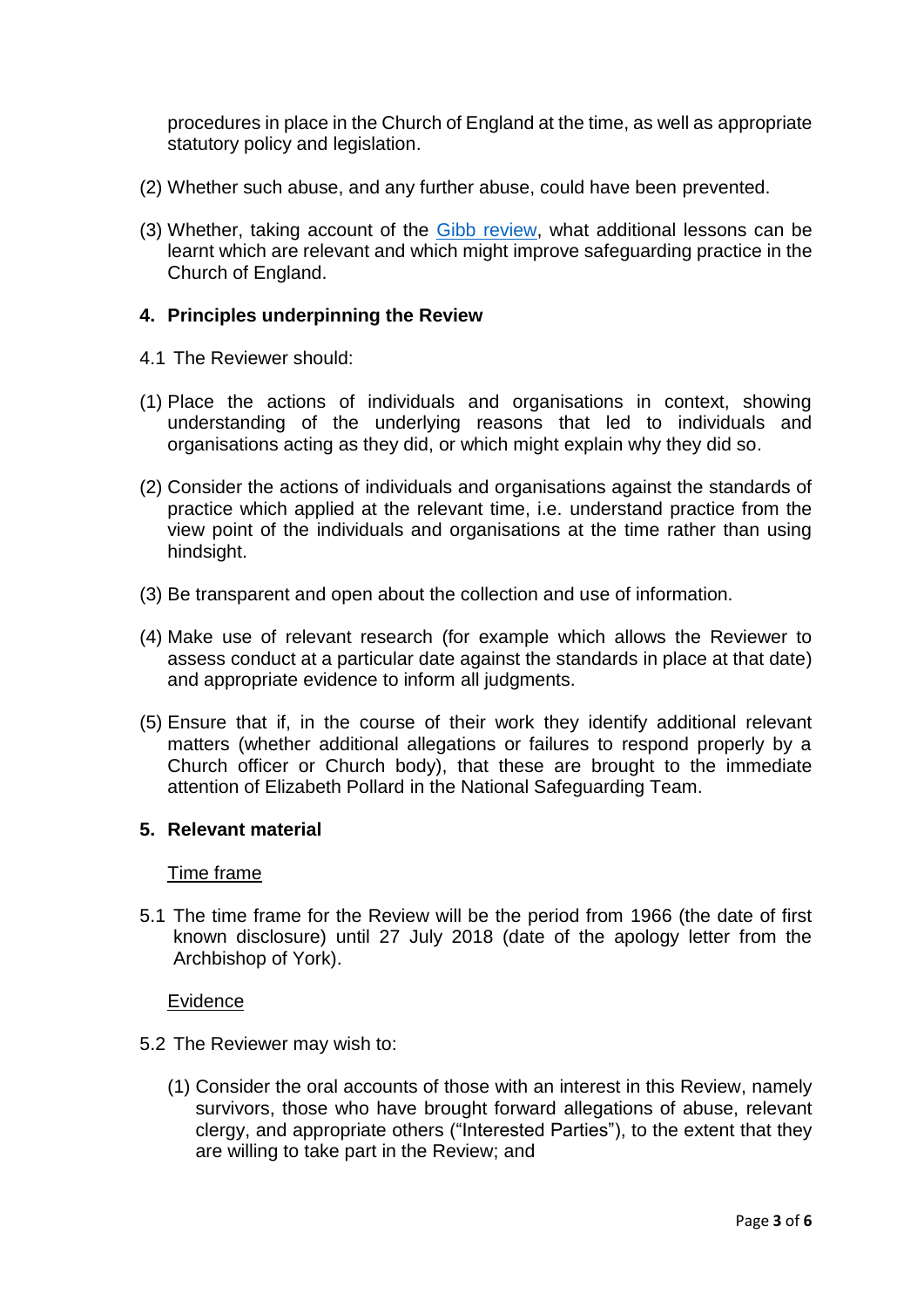procedures in place in the Church of England at the time, as well as appropriate statutory policy and legislation.

(2) Whether such abuse, and any further abuse, could have been prevented.

(3) Whether, taking account of the Gibb review, what additional lessons can be learnt which are relevant and which might improve safeguarding practice in the Church of England.

## 4. Principles underpinning the Review

4.1 The Reviewer should:

(1) Place the actions of individuals and organisations in context, showing understanding of the underlying reasons that led to individuals and organisations acting as they did, or which might explain why they did so.

(2) Consider the actions of individuals and organisations against the standards of practice which applied at the relevant time, i.e. understand practice from the view point of the individuals and organisations at the time rather than using hindsight.

(3) Be transparent and open about the collection and use of information.

(4) Make use of relevant research (for example which allows the Reviewer to assess conduct at a particular date against the standards in place at that date) and appropriate evidence to inform all judgments.

(5) Ensure that if, in the course of their work they identify additional relevant matters (whether additional allegations or failures to respond properly by a Church officer or Church body), that these are brought to the immediate attention of Elizabeth Pollard in the National Safeguarding Team.

## 5. Relevant material

Time frame

5.1 The time frame for the Review will be the period from 1966 (the date of first known disclosure) until 27 July 2018 (date of the apology letter from the Archbishop of York).

Evidence

5.2 The Reviewer may wish to:

(1) Consider the oral accounts of those with an interest in this Review, namely survivors, those who have brought forward allegations of abuse, relevant clergy, and appropriate others ("Interested Parties"), to the extent that they are willing to take part in the Review; and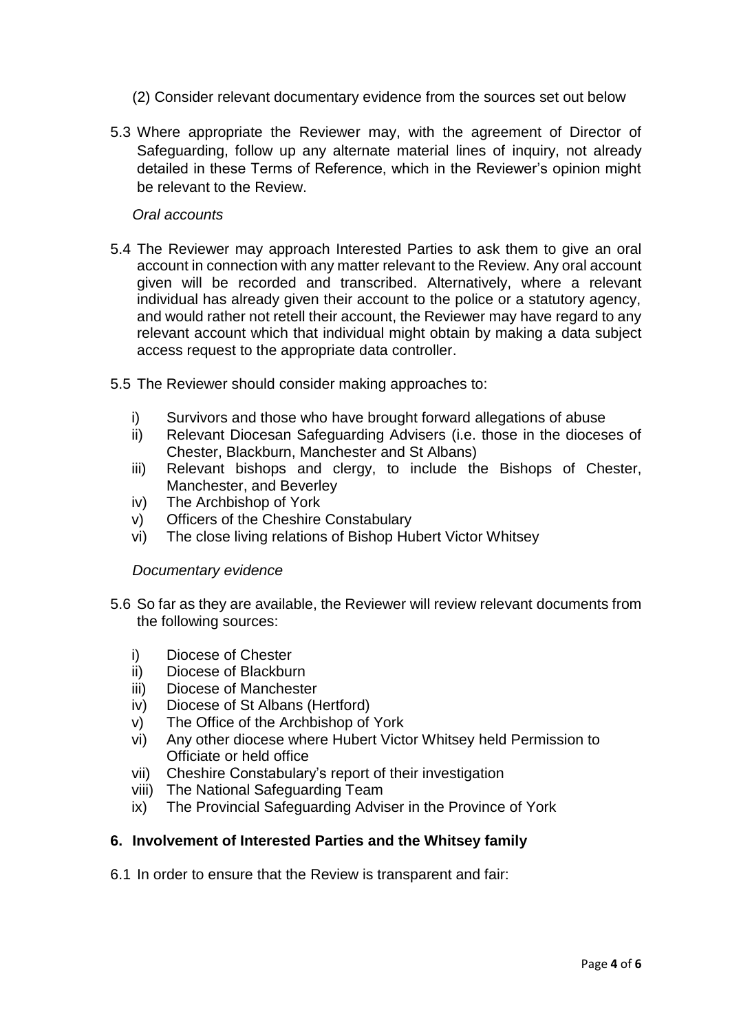(2) Consider relevant documentary evidence from the sources set out below

5.3 Where appropriate the Reviewer may, with the agreement of Director of Safeguarding, follow up any alternate material lines of inquiry, not already detailed in these Terms of Reference, which in the Reviewer's opinion might be relevant to the Review.

*Oral accounts*

5.4 The Reviewer may approach Interested Parties to ask them to give an oral account in connection with any matter relevant to the Review. Any oral account given will be recorded and transcribed. Alternatively, where a relevant individual has already given their account to the police or a statutory agency, and would rather not retell their account, the Reviewer may have regard to any relevant account which that individual might obtain by making a data subject access request to the appropriate data controller.

5.5 The Reviewer should consider making approaches to:

- i) Survivors and those who have brought forward allegations of abuse
- ii) Relevant Diocesan Safeguarding Advisers (i.e. those in the dioceses of Chester, Blackburn, Manchester and St Albans)
- iii) Relevant bishops and clergy, to include the Bishops of Chester, Manchester, and Beverley
- iv) The Archbishop of York
- v) Officers of the Cheshire Constabulary
- vi) The close living relations of Bishop Hubert Victor Whitsey

*Documentary evidence*

5.6 So far as they are available, the Reviewer will review relevant documents from the following sources:

- i) Diocese of Chester
- ii) Diocese of Blackburn
- iii) Diocese of Manchester
- iv) Diocese of St Albans (Hertford)
- v) The Office of the Archbishop of York
- vi) Any other diocese where Hubert Victor Whitsey held Permission to Officiate or held office
- vii) Cheshire Constabulary's report of their investigation
- viii) The National Safeguarding Team
- ix) The Provincial Safeguarding Adviser in the Province of York

## 6. Involvement of Interested Parties and the Whitsey family

6.1 In order to ensure that the Review is transparent and fair: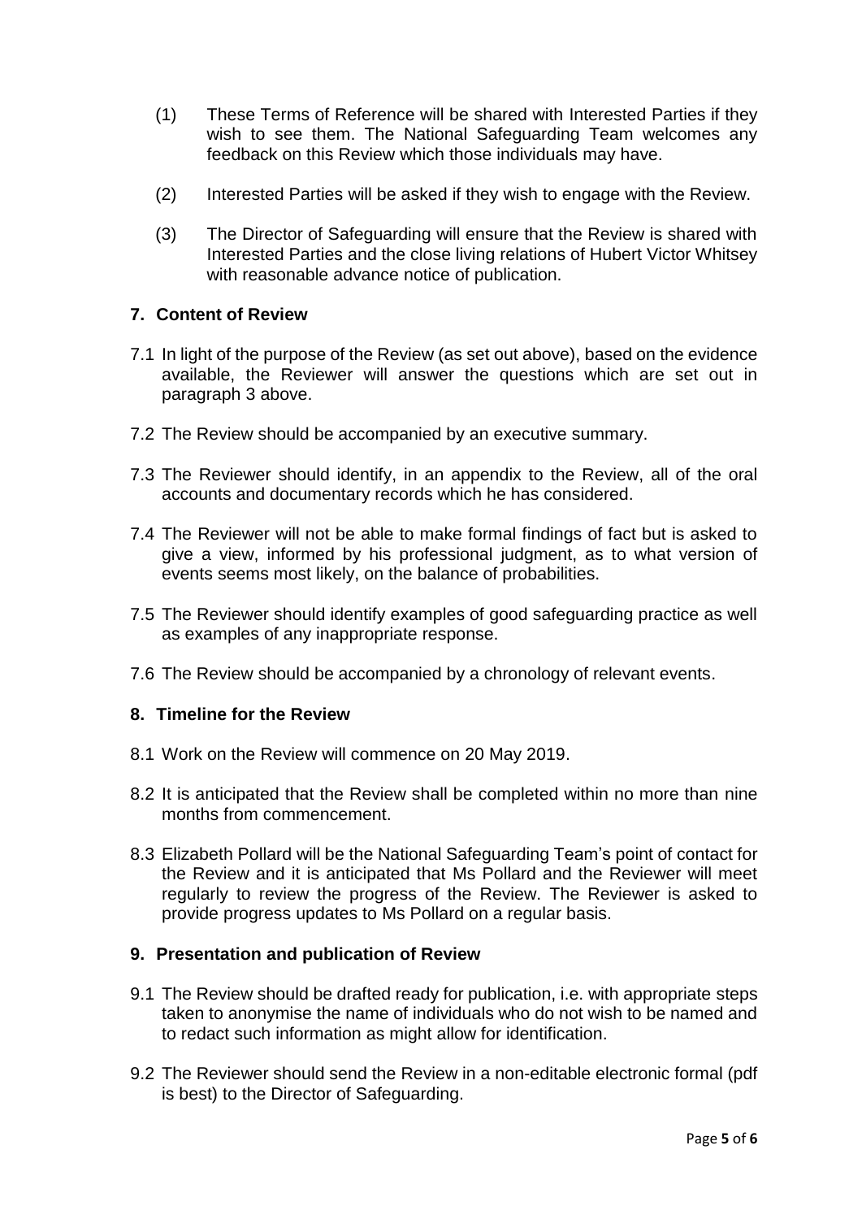(1) These Terms of Reference will be shared with Interested Parties if they wish to see them. The National Safeguarding Team welcomes any feedback on this Review which those individuals may have.

(2) Interested Parties will be asked if they wish to engage with the Review.

(3) The Director of Safeguarding will ensure that the Review is shared with Interested Parties and the close living relations of Hubert Victor Whitsey with reasonable advance notice of publication.

## 7. Content of Review

7.1 In light of the purpose of the Review (as set out above), based on the evidence available, the Reviewer will answer the questions which are set out in paragraph 3 above.

7.2 The Review should be accompanied by an executive summary.

7.3 The Reviewer should identify, in an appendix to the Review, all of the oral accounts and documentary records which he has considered.

7.4 The Reviewer will not be able to make formal findings of fact but is asked to give a view, informed by his professional judgment, as to what version of events seems most likely, on the balance of probabilities.

7.5 The Reviewer should identify examples of good safeguarding practice as well as examples of any inappropriate response.

7.6 The Review should be accompanied by a chronology of relevant events.

## 8. Timeline for the Review

8.1 Work on the Review will commence on 20 May 2019.

8.2 It is anticipated that the Review shall be completed within no more than nine months from commencement.

8.3 Elizabeth Pollard will be the National Safeguarding Team's point of contact for the Review and it is anticipated that Ms Pollard and the Reviewer will meet regularly to review the progress of the Review. The Reviewer is asked to provide progress updates to Ms Pollard on a regular basis.

## 9. Presentation and publication of Review

9.1 The Review should be drafted ready for publication, i.e. with appropriate steps taken to anonymise the name of individuals who do not wish to be named and to redact such information as might allow for identification.

9.2 The Reviewer should send the Review in a non-editable electronic formal (pdf is best) to the Director of Safeguarding.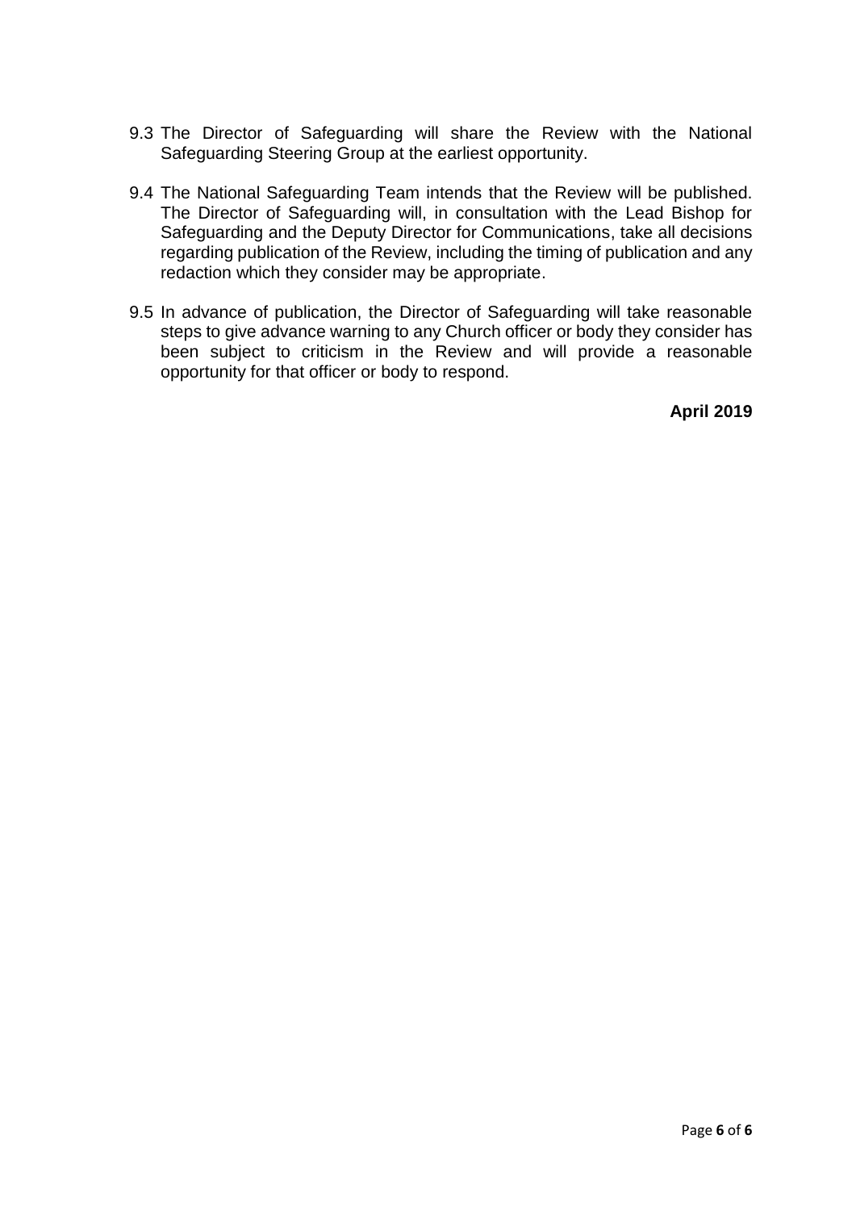9.3 The Director of Safeguarding will share the Review with the National Safeguarding Steering Group at the earliest opportunity.

9.4 The National Safeguarding Team intends that the Review will be published. The Director of Safeguarding will, in consultation with the Lead Bishop for Safeguarding and the Deputy Director for Communications, take all decisions regarding publication of the Review, including the timing of publication and any redaction which they consider may be appropriate.

9.5 In advance of publication, the Director of Safeguarding will take reasonable steps to give advance warning to any Church officer or body they consider has been subject to criticism in the Review and will provide a reasonable opportunity for that officer or body to respond.

**April 2019**